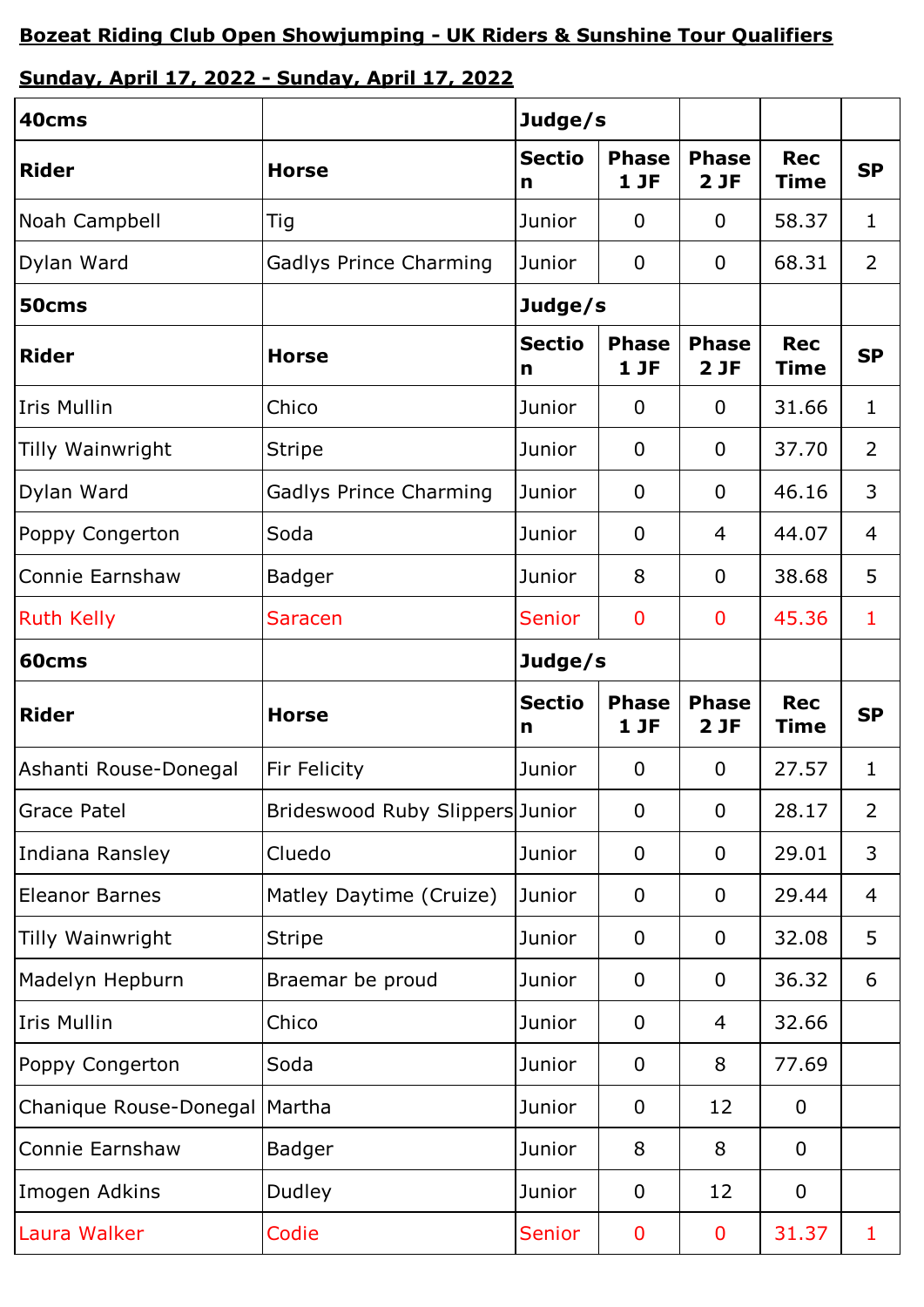**Bozeat Riding Club Open Showjumping - UK Riders & Sunshine Tour Qualifiers**

**Sunday, April 17, 2022 - Sunday, April 17, 2022**

| **40cms** | | **Judge/s** | | | | |
|---|---|---|---|---|---|---|
| **Rider** | **Horse** | **Section** | **Phase 1 JF** | **Phase 2 JF** | **Rec Time** | **SP** |
| Noah Campbell | Tig | Junior | 0 | 0 | 58.37 | 1 |
| Dylan Ward | Gadlys Prince Charming | Junior | 0 | 0 | 68.31 | 2 |
| **50cms** | | **Judge/s** | | | | |
| **Rider** | **Horse** | **Section** | **Phase 1 JF** | **Phase 2 JF** | **Rec Time** | **SP** |
| Iris Mullin | Chico | Junior | 0 | 0 | 31.66 | 1 |
| Tilly Wainwright | Stripe | Junior | 0 | 0 | 37.70 | 2 |
| Dylan Ward | Gadlys Prince Charming | Junior | 0 | 0 | 46.16 | 3 |
| Poppy Congerton | Soda | Junior | 0 | 4 | 44.07 | 4 |
| Connie Earnshaw | Badger | Junior | 8 | 0 | 38.68 | 5 |
| Ruth Kelly | Saracen | Senior | 0 | 0 | 45.36 | 1 |
| **60cms** | | **Judge/s** | | | | |
| **Rider** | **Horse** | **Section** | **Phase 1 JF** | **Phase 2 JF** | **Rec Time** | **SP** |
| Ashanti Rouse-Donegal | Fir Felicity | Junior | 0 | 0 | 27.57 | 1 |
| Grace Patel | Brideswood Ruby Slippers | Junior | 0 | 0 | 28.17 | 2 |
| Indiana Ransley | Cluedo | Junior | 0 | 0 | 29.01 | 3 |
| Eleanor Barnes | Matley Daytime (Cruize) | Junior | 0 | 0 | 29.44 | 4 |
| Tilly Wainwright | Stripe | Junior | 0 | 0 | 32.08 | 5 |
| Madelyn Hepburn | Braemar be proud | Junior | 0 | 0 | 36.32 | 6 |
| Iris Mullin | Chico | Junior | 0 | 4 | 32.66 | |
| Poppy Congerton | Soda | Junior | 0 | 8 | 77.69 | |
| Chanique Rouse-Donegal | Martha | Junior | 0 | 12 | 0 | |
| Connie Earnshaw | Badger | Junior | 8 | 8 | 0 | |
| Imogen Adkins | Dudley | Junior | 0 | 12 | 0 | |
| Laura Walker | Codie | Senior | 0 | 0 | 31.37 | 1 |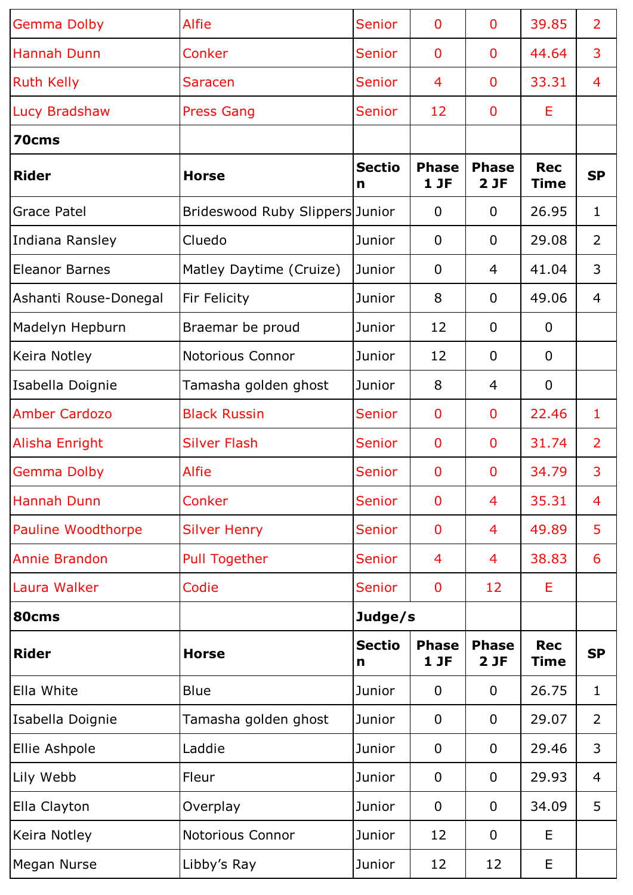| | | | | | | |
|---|---|---|---|---|---|---|
| Gemma Dolby | Alfie | Senior | 0 | 0 | 39.85 | 2 |
| Hannah Dunn | Conker | Senior | 0 | 0 | 44.64 | 3 |
| Ruth Kelly | Saracen | Senior | 4 | 0 | 33.31 | 4 |
| Lucy Bradshaw | Press Gang | Senior | 12 | 0 | E | |

**70cms**

| Rider | Horse | Section | Phase 1 JF | Phase 2 JF | Rec Time | SP |
|---|---|---|---|---|---|---|
| Grace Patel | Brideswood Ruby Slippers | Junior | 0 | 0 | 26.95 | 1 |
| Indiana Ransley | Cluedo | Junior | 0 | 0 | 29.08 | 2 |
| Eleanor Barnes | Matley Daytime (Cruize) | Junior | 0 | 4 | 41.04 | 3 |
| Ashanti Rouse-Donegal | Fir Felicity | Junior | 8 | 0 | 49.06 | 4 |
| Madelyn Hepburn | Braemar be proud | Junior | 12 | 0 | 0 | |
| Keira Notley | Notorious Connor | Junior | 12 | 0 | 0 | |
| Isabella Doignie | Tamasha golden ghost | Junior | 8 | 4 | 0 | |
| Amber Cardozo | Black Russin | Senior | 0 | 0 | 22.46 | 1 |
| Alisha Enright | Silver Flash | Senior | 0 | 0 | 31.74 | 2 |
| Gemma Dolby | Alfie | Senior | 0 | 0 | 34.79 | 3 |
| Hannah Dunn | Conker | Senior | 0 | 4 | 35.31 | 4 |
| Pauline Woodthorpe | Silver Henry | Senior | 0 | 4 | 49.89 | 5 |
| Annie Brandon | Pull Together | Senior | 4 | 4 | 38.83 | 6 |
| Laura Walker | Codie | Senior | 0 | 12 | E | |

**80cms** — **Judge/s**

| Rider | Horse | Section | Phase 1 JF | Phase 2 JF | Rec Time | SP |
|---|---|---|---|---|---|---|
| Ella White | Blue | Junior | 0 | 0 | 26.75 | 1 |
| Isabella Doignie | Tamasha golden ghost | Junior | 0 | 0 | 29.07 | 2 |
| Ellie Ashpole | Laddie | Junior | 0 | 0 | 29.46 | 3 |
| Lily Webb | Fleur | Junior | 0 | 0 | 29.93 | 4 |
| Ella Clayton | Overplay | Junior | 0 | 0 | 34.09 | 5 |
| Keira Notley | Notorious Connor | Junior | 12 | 0 | E | |
| Megan Nurse | Libby's Ray | Junior | 12 | 12 | E | |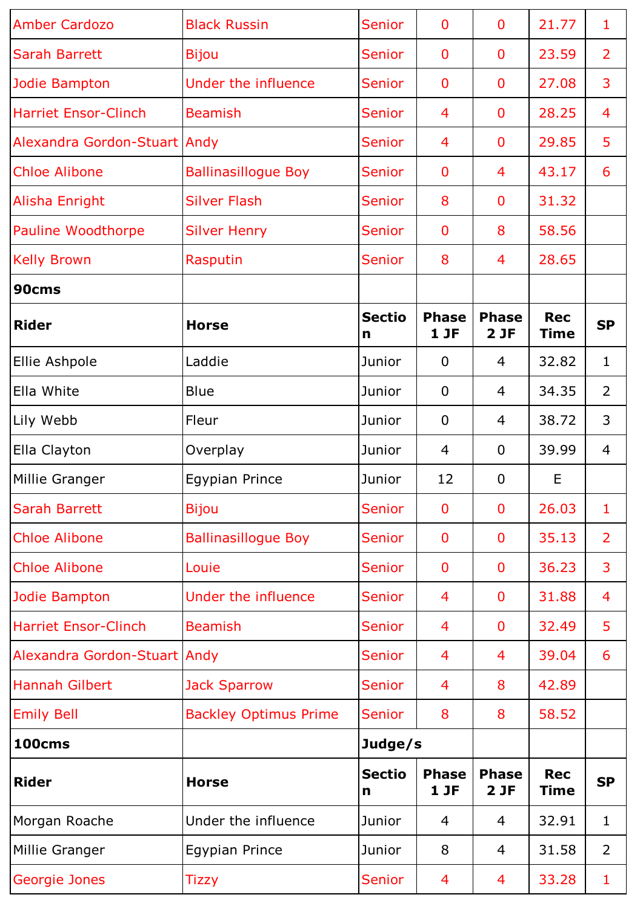| | | | | | | |
|---|---|---|---|---|---|---|
| Amber Cardozo | Black Russin | Senior | 0 | 0 | 21.77 | 1 |
| Sarah Barrett | Bijou | Senior | 0 | 0 | 23.59 | 2 |
| Jodie Bampton | Under the influence | Senior | 0 | 0 | 27.08 | 3 |
| Harriet Ensor-Clinch | Beamish | Senior | 4 | 0 | 28.25 | 4 |
| Alexandra Gordon-Stuart | Andy | Senior | 4 | 0 | 29.85 | 5 |
| Chloe Alibone | Ballinasillogue Boy | Senior | 0 | 4 | 43.17 | 6 |
| Alisha Enright | Silver Flash | Senior | 8 | 0 | 31.32 | |
| Pauline Woodthorpe | Silver Henry | Senior | 0 | 8 | 58.56 | |
| Kelly Brown | Rasputin | Senior | 8 | 4 | 28.65 | |
| **90cms** | | | | | | |
| **Rider** | **Horse** | **Section** | **Phase 1 JF** | **Phase 2 JF** | **Rec Time** | **SP** |
| Ellie Ashpole | Laddie | Junior | 0 | 4 | 32.82 | 1 |
| Ella White | Blue | Junior | 0 | 4 | 34.35 | 2 |
| Lily Webb | Fleur | Junior | 0 | 4 | 38.72 | 3 |
| Ella Clayton | Overplay | Junior | 4 | 0 | 39.99 | 4 |
| Millie Granger | Egypian Prince | Junior | 12 | 0 | E | |
| Sarah Barrett | Bijou | Senior | 0 | 0 | 26.03 | 1 |
| Chloe Alibone | Ballinasillogue Boy | Senior | 0 | 0 | 35.13 | 2 |
| Chloe Alibone | Louie | Senior | 0 | 0 | 36.23 | 3 |
| Jodie Bampton | Under the influence | Senior | 4 | 0 | 31.88 | 4 |
| Harriet Ensor-Clinch | Beamish | Senior | 4 | 0 | 32.49 | 5 |
| Alexandra Gordon-Stuart | Andy | Senior | 4 | 4 | 39.04 | 6 |
| Hannah Gilbert | Jack Sparrow | Senior | 4 | 8 | 42.89 | |
| Emily Bell | Backley Optimus Prime | Senior | 8 | 8 | 58.52 | |
| **100cms** | | **Judge/s** | | | | |
| **Rider** | **Horse** | **Section** | **Phase 1 JF** | **Phase 2 JF** | **Rec Time** | **SP** |
| Morgan Roache | Under the influence | Junior | 4 | 4 | 32.91 | 1 |
| Millie Granger | Egypian Prince | Junior | 8 | 4 | 31.58 | 2 |
| Georgie Jones | Tizzy | Senior | 4 | 4 | 33.28 | 1 |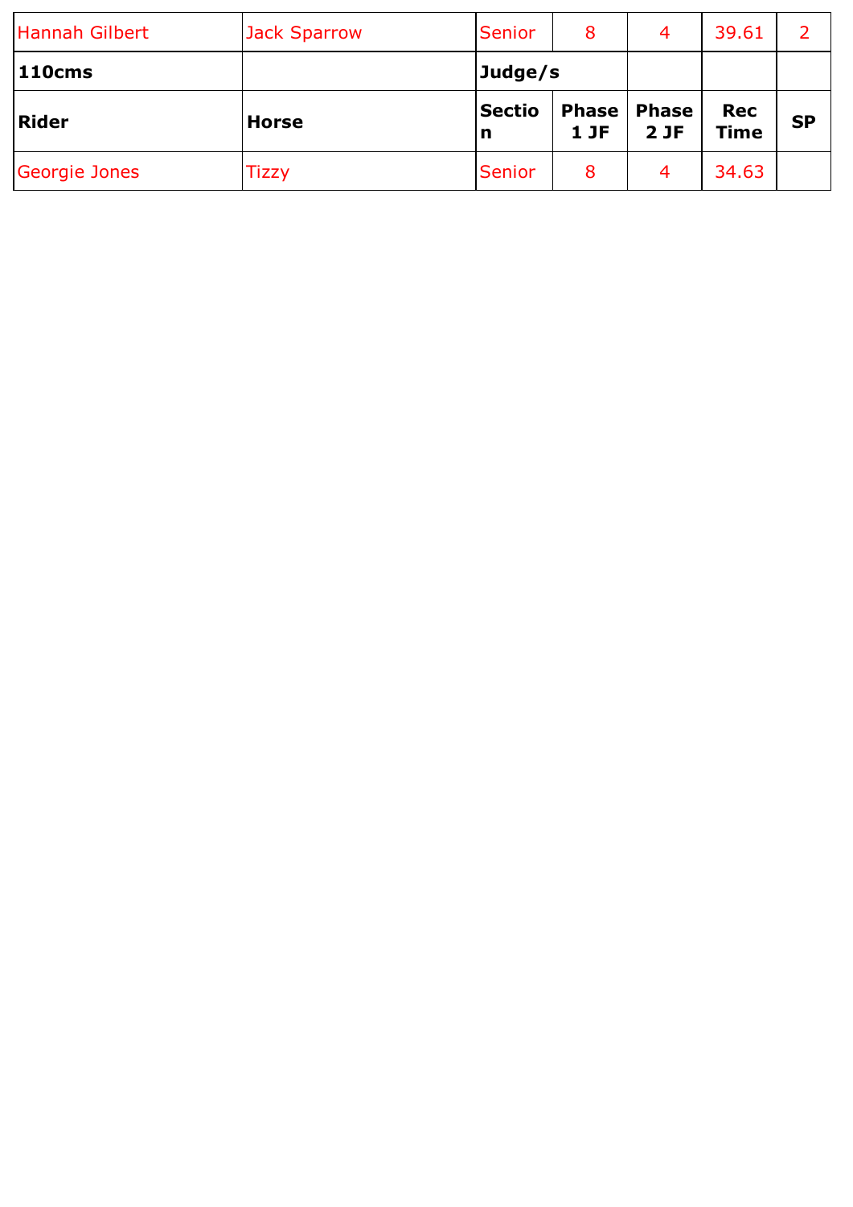| | | | | | | |
|---|---|---|---|---|---|---|
| Hannah Gilbert | Jack Sparrow | Senior | 8 | 4 | 39.61 | 2 |
| **110cms** | | **Judge/s** | | | | |
| **Rider** | **Horse** | **Section** | **Phase 1 JF** | **Phase 2 JF** | **Rec Time** | **SP** |
| Georgie Jones | Tizzy | Senior | 8 | 4 | 34.63 | |